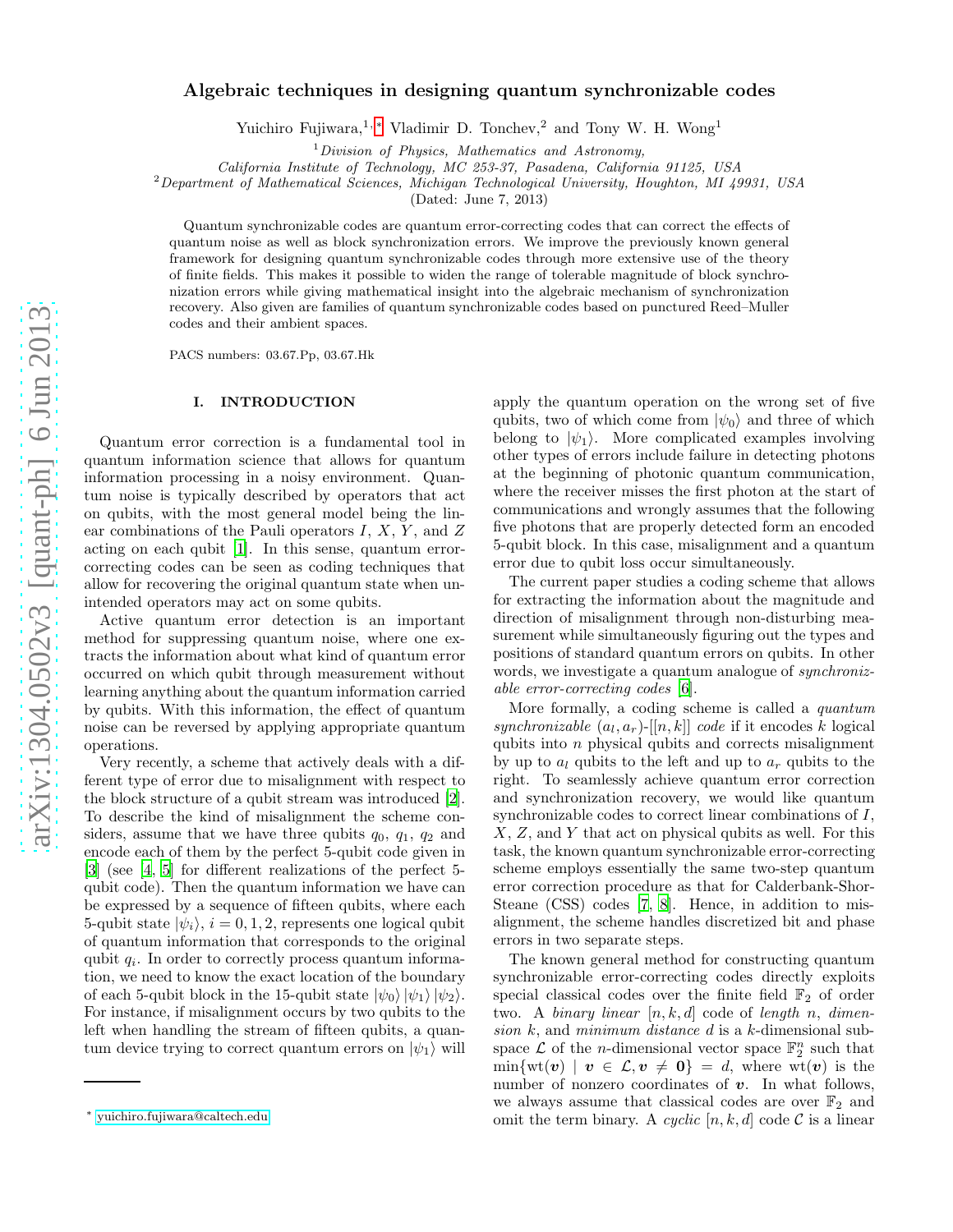# Algebraic techniques in designing quantum synchronizable codes

Yuichiro Fujiwara,[1,*] Vladimir D. Tonchev,[2] and Tony W. H. Wong[1]

[1] *Division of Physics, Mathematics and Astronomy, California Institute of Technology, MC 253-37, Pasadena, California 91125, USA*

[2] *Department of Mathematical Sciences, Michigan Technological University, Houghton, MI 49931, USA*

(Dated: June 7, 2013)

Quantum synchronizable codes are quantum error-correcting codes that can correct the effects of quantum noise as well as block synchronization errors. We improve the previously known general framework for designing quantum synchronizable codes through more extensive use of the theory of finite fields. This makes it possible to widen the range of tolerable magnitude of block synchronization errors while giving mathematical insight into the algebraic mechanism of synchronization recovery. Also given are families of quantum synchronizable codes based on punctured Reed–Muller codes and their ambient spaces.

PACS numbers: 03.67.Pp, 03.67.Hk

## I. INTRODUCTION

Quantum error correction is a fundamental tool in quantum information science that allows for quantum information processing in a noisy environment. Quantum noise is typically described by operators that act on qubits, with the most general model being the linear combinations of the Pauli operators $I$, $X$, $Y$, and $Z$ acting on each qubit [1]. In this sense, quantum error-correcting codes can be seen as coding techniques that allow for recovering the original quantum state when unintended operators may act on some qubits.

Active quantum error detection is an important method for suppressing quantum noise, where one extracts the information about what kind of quantum error occurred on which qubit through measurement without learning anything about the quantum information carried by qubits. With this information, the effect of quantum noise can be reversed by applying appropriate quantum operations.

Very recently, a scheme that actively deals with a different type of error due to misalignment with respect to the block structure of a qubit stream was introduced [2]. To describe the kind of misalignment the scheme considers, assume that we have three qubits $q_0$, $q_1$, $q_2$ and encode each of them by the perfect 5-qubit code given in [3] (see [4, 5] for different realizations of the perfect 5-qubit code). Then the quantum information we have can be expressed by a sequence of fifteen qubits, where each 5-qubit state $|\psi_i\rangle$, $i = 0, 1, 2$, represents one logical qubit of quantum information that corresponds to the original qubit $q_i$. In order to correctly process quantum information, we need to know the exact location of the boundary of each 5-qubit block in the 15-qubit state $|\psi_0\rangle |\psi_1\rangle |\psi_2\rangle$. For instance, if misalignment occurs by two qubits to the left when handling the stream of fifteen qubits, a quantum device trying to correct quantum errors on $|\psi_1\rangle$ will apply the quantum operation on the wrong set of five qubits, two of which come from $|\psi_0\rangle$ and three of which belong to $|\psi_1\rangle$. More complicated examples involving other types of errors include failure in detecting photons at the beginning of photonic quantum communication, where the receiver misses the first photon at the start of communications and wrongly assumes that the following five photons that are properly detected form an encoded 5-qubit block. In this case, misalignment and a quantum error due to qubit loss occur simultaneously.

The current paper studies a coding scheme that allows for extracting the information about the magnitude and direction of misalignment through non-disturbing measurement while simultaneously figuring out the types and positions of standard quantum errors on qubits. In other words, we investigate a quantum analogue of *synchronizable error-correcting codes* [6].

More formally, a coding scheme is called a *quantum synchronizable* $(a_l, a_r)$-$[[n, k]]$ *code* if it encodes $k$ logical qubits into $n$ physical qubits and corrects misalignment by up to $a_l$ qubits to the left and up to $a_r$ qubits to the right. To seamlessly achieve quantum error correction and synchronization recovery, we would like quantum synchronizable codes to correct linear combinations of $I$, $X$, $Z$, and $Y$ that act on physical qubits as well. For this task, the known quantum synchronizable error-correcting scheme employs essentially the same two-step quantum error correction procedure as that for Calderbank-Shor-Steane (CSS) codes [7, 8]. Hence, in addition to misalignment, the scheme handles discretized bit and phase errors in two separate steps.

The known general method for constructing quantum synchronizable error-correcting codes directly exploits special classical codes over the finite field $\mathbb{F}_2$ of order two. A *binary linear* $[n, k, d]$ code of *length* $n$, *dimension* $k$, and *minimum distance* $d$ is a $k$-dimensional subspace $\mathcal{L}$ of the $n$-dimensional vector space $\mathbb{F}_2^n$ such that $\min\{\text{wt}(\boldsymbol{v}) \mid \boldsymbol{v} \in \mathcal{L}, \boldsymbol{v} \neq \boldsymbol{0}\} = d$, where $\text{wt}(\boldsymbol{v})$ is the number of nonzero coordinates of $\boldsymbol{v}$. In what follows, we always assume that classical codes are over $\mathbb{F}_2$ and omit the term binary. A *cyclic* $[n, k, d]$ code $\mathcal{C}$ is a linear

* yuichiro.fujiwara@caltech.edu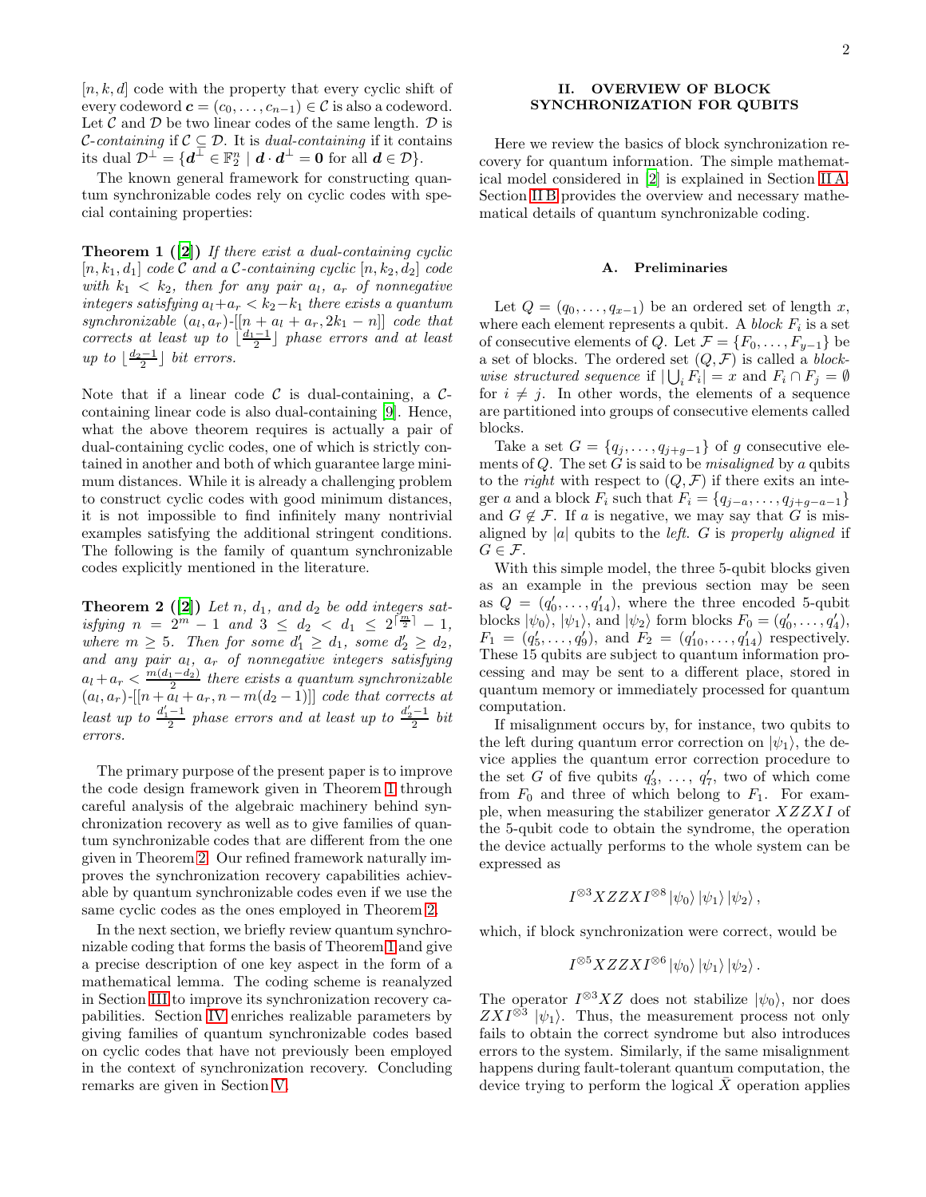$[n, k, d]$ code with the property that every cyclic shift of every codeword $\boldsymbol{c} = (c_0, \ldots, c_{n-1}) \in \mathcal{C}$ is also a codeword. Let $\mathcal{C}$ and $\mathcal{D}$ be two linear codes of the same length. $\mathcal{D}$ is *$\mathcal{C}$-containing* if $\mathcal{C} \subseteq \mathcal{D}$. It is *dual-containing* if it contains its dual $\mathcal{D}^\perp = \{\boldsymbol{d}^\perp \in \mathbb{F}_2^n \mid \boldsymbol{d} \cdot \boldsymbol{d}^\perp = \boldsymbol{0} \text{ for all } \boldsymbol{d} \in \mathcal{D}\}$.

The known general framework for constructing quantum synchronizable codes rely on cyclic codes with special containing properties:

**Theorem 1 ([2])** *If there exist a dual-containing cyclic $[n, k_1, d_1]$ code $\mathcal{C}$ and a $\mathcal{C}$-containing cyclic $[n, k_2, d_2]$ code with $k_1 < k_2$, then for any pair $a_l$, $a_r$ of nonnegative integers satisfying $a_l + a_r < k_2 - k_1$ there exists a quantum synchronizable $(a_l, a_r)$-$[[n + a_l + a_r, 2k_1 - n]]$ code that corrects at least up to $\lfloor \frac{d_1-1}{2} \rfloor$ phase errors and at least up to $\lfloor \frac{d_2-1}{2} \rfloor$ bit errors.*

Note that if a linear code $\mathcal{C}$ is dual-containing, a $\mathcal{C}$-containing linear code is also dual-containing [9]. Hence, what the above theorem requires is actually a pair of dual-containing cyclic codes, one of which is strictly contained in another and both of which guarantee large minimum distances. While it is already a challenging problem to construct cyclic codes with good minimum distances, it is not impossible to find infinitely many nontrivial examples satisfying the additional stringent conditions. The following is the family of quantum synchronizable codes explicitly mentioned in the literature.

**Theorem 2 ([2])** *Let $n$, $d_1$, and $d_2$ be odd integers satisfying $n = 2^m - 1$ and $3 \leq d_2 < d_1 \leq 2^{\lceil \frac{m}{2} \rceil} - 1$, where $m \geq 5$. Then for some $d_1' \geq d_1$, some $d_2' \geq d_2$, and any pair $a_l$, $a_r$ of nonnegative integers satisfying $a_l + a_r < \frac{m(d_1-d_2)}{2}$ there exists a quantum synchronizable $(a_l, a_r)$-$[[n + a_l + a_r, n - m(d_2 - 1)]]$ code that corrects at least up to $\frac{d_1'-1}{2}$ phase errors and at least up to $\frac{d_2'-1}{2}$ bit errors.*

The primary purpose of the present paper is to improve the code design framework given in Theorem 1 through careful analysis of the algebraic machinery behind synchronization recovery as well as to give families of quantum synchronizable codes that are different from the one given in Theorem 2. Our refined framework naturally improves the synchronization recovery capabilities achievable by quantum synchronizable codes even if we use the same cyclic codes as the ones employed in Theorem 2.

In the next section, we briefly review quantum synchronizable coding that forms the basis of Theorem 1 and give a precise description of one key aspect in the form of a mathematical lemma. The coding scheme is reanalyzed in Section III to improve its synchronization recovery capabilities. Section IV enriches realizable parameters by giving families of quantum synchronizable codes based on cyclic codes that have not previously been employed in the context of synchronization recovery. Concluding remarks are given in Section V.

## II. OVERVIEW OF BLOCK SYNCHRONIZATION FOR QUBITS

Here we review the basics of block synchronization recovery for quantum information. The simple mathematical model considered in [2] is explained in Section II A. Section II B provides the overview and necessary mathematical details of quantum synchronizable coding.

### A. Preliminaries

Let $Q = (q_0, \ldots, q_{x-1})$ be an ordered set of length $x$, where each element represents a qubit. A *block* $F_i$ is a set of consecutive elements of $Q$. Let $\mathcal{F} = \{F_0, \ldots, F_{y-1}\}$ be a set of blocks. The ordered set $(Q, \mathcal{F})$ is called a *blockwise structured sequence* if $|\bigcup_i F_i| = x$ and $F_i \cap F_j = \emptyset$ for $i \neq j$. In other words, the elements of a sequence are partitioned into groups of consecutive elements called blocks.

Take a set $G = \{q_j, \ldots, q_{j+g-1}\}$ of $g$ consecutive elements of $Q$. The set $G$ is said to be *misaligned* by $a$ qubits to the *right* with respect to $(Q, \mathcal{F})$ if there exits an integer $a$ and a block $F_i$ such that $F_i = \{q_{j-a}, \ldots, q_{j+g-a-1}\}$ and $G \notin \mathcal{F}$. If $a$ is negative, we may say that $G$ is misaligned by $|a|$ qubits to the *left*. $G$ is *properly aligned* if $G \in \mathcal{F}$.

With this simple model, the three 5-qubit blocks given as an example in the previous section may be seen as $Q = (q_0', \ldots, q_{14}')$, where the three encoded 5-qubit blocks $|\psi_0\rangle$, $|\psi_1\rangle$, and $|\psi_2\rangle$ form blocks $F_0 = (q_0', \ldots, q_4')$, $F_1 = (q_5', \ldots, q_9')$, and $F_2 = (q_{10}', \ldots, q_{14}')$ respectively. These 15 qubits are subject to quantum information processing and may be sent to a different place, stored in quantum memory or immediately processed for quantum computation.

If misalignment occurs by, for instance, two qubits to the left during quantum error correction on $|\psi_1\rangle$, the device applies the quantum error correction procedure to the set $G$ of five qubits $q_3', \ldots, q_7'$, two of which come from $F_0$ and three of which belong to $F_1$. For example, when measuring the stabilizer generator $XZZXI$ of the 5-qubit code to obtain the syndrome, the operation the device actually performs to the whole system can be expressed as

$$I^{\otimes 3} XZZXI^{\otimes 8} |\psi_0\rangle |\psi_1\rangle |\psi_2\rangle,$$

which, if block synchronization were correct, would be

$$I^{\otimes 5} XZZXI^{\otimes 6} |\psi_0\rangle |\psi_1\rangle |\psi_2\rangle.$$

The operator $I^{\otimes 3}XZ$ does not stabilize $|\psi_0\rangle$, nor does $ZXI^{\otimes 3}$ $|\psi_1\rangle$. Thus, the measurement process not only fails to obtain the correct syndrome but also introduces errors to the system. Similarly, if the same misalignment happens during fault-tolerant quantum computation, the device trying to perform the logical $\bar{X}$ operation applies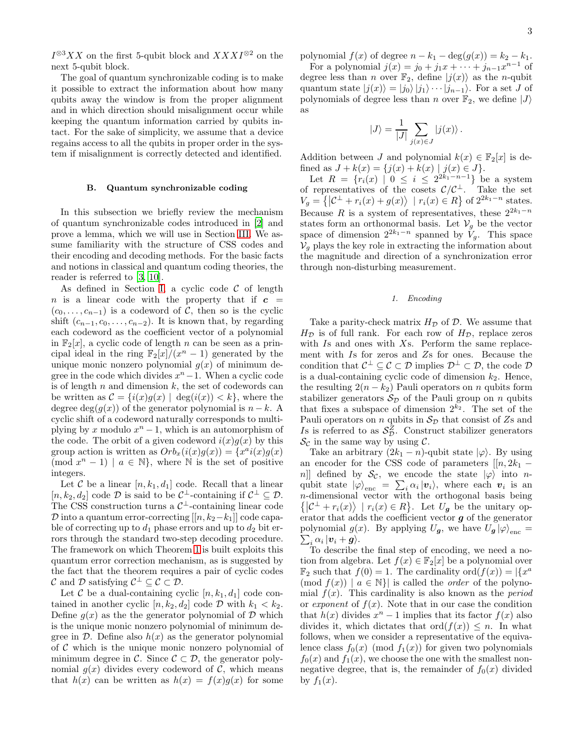$I^{\otimes 3}XX$ on the first 5-qubit block and $XXXI^{\otimes 2}$ on the next 5-qubit block.

The goal of quantum synchronizable coding is to make it possible to extract the information about how many qubits away the window is from the proper alignment and in which direction should misalignment occur while keeping the quantum information carried by qubits intact. For the sake of simplicity, we assume that a device regains access to all the qubits in proper order in the system if misalignment is correctly detected and identified.

### B. Quantum synchronizable coding

In this subsection we briefly review the mechanism of quantum synchronizable codes introduced in [2] and prove a lemma, which we will use in Section III. We assume familiarity with the structure of CSS codes and their encoding and decoding methods. For the basic facts and notions in classical and quantum coding theories, the reader is referred to [3, 10].

As defined in Section I, a cyclic code $\mathcal{C}$ of length $n$ is a linear code with the property that if $\boldsymbol{c} = (c_0, \dots, c_{n-1})$ is a codeword of $\mathcal{C}$, then so is the cyclic shift $(c_{n-1}, c_0, \dots, c_{n-2})$. It is known that, by regarding each codeword as the coefficient vector of a polynomial in $\mathbb{F}_2[x]$, a cyclic code of length $n$ can be seen as a principal ideal in the ring $\mathbb{F}_2[x]/(x^n - 1)$ generated by the unique monic nonzero polynomial $g(x)$ of minimum degree in the code which divides $x^n-1$. When a cyclic code is of length $n$ and dimension $k$, the set of codewords can be written as $\mathcal{C} = \{i(x)g(x) \mid \deg(i(x)) < k\}$, where the degree $\deg(g(x))$ of the generator polynomial is $n-k$. A cyclic shift of a codeword naturally corresponds to multiplying by $x$ modulo $x^n - 1$, which is an automorphism of the code. The orbit of a given codeword $i(x)g(x)$ by this group action is written as $Orb_x(i(x)g(x)) = \{x^a i(x)g(x) \pmod{x^n-1} \mid a \in \mathbb{N}\}$, where $\mathbb{N}$ is the set of positive integers.

Let $\mathcal{C}$ be a linear $[n, k_1, d_1]$ code. Recall that a linear $[n, k_2, d_2]$ code $\mathcal{D}$ is said to be $\mathcal{C}^\perp$-containing if $\mathcal{C}^\perp \subseteq \mathcal{D}$. The CSS construction turns a $\mathcal{C}^\perp$-containing linear code $\mathcal{D}$ into a quantum error-correcting $[[n, k_2-k_1]]$ code capable of correcting up to $d_1$ phase errors and up to $d_2$ bit errors through the standard two-step decoding procedure. The framework on which Theorem 1 is built exploits this quantum error correction mechanism, as is suggested by the fact that the theorem requires a pair of cyclic codes $\mathcal{C}$ and $\mathcal{D}$ satisfying $\mathcal{C}^\perp \subseteq \mathcal{C} \subset \mathcal{D}$.

Let $\mathcal{C}$ be a dual-containing cyclic $[n, k_1, d_1]$ code contained in another cyclic $[n, k_2, d_2]$ code $\mathcal{D}$ with $k_1 < k_2$. Define $g(x)$ as the the generator polynomial of $\mathcal{D}$ which is the unique monic nonzero polynomial of minimum degree in $\mathcal{D}$. Define also $h(x)$ as the generator polynomial of $\mathcal{C}$ which is the unique monic nonzero polynomial of minimum degree in $\mathcal{C}$. Since $\mathcal{C} \subset \mathcal{D}$, the generator polynomial $g(x)$ divides every codeword of $\mathcal{C}$, which means that $h(x)$ can be written as $h(x) = f(x)g(x)$ for some polynomial $f(x)$ of degree $n - k_1 - \deg(g(x)) = k_2 - k_1$.

For a polynomial $j(x) = j_0 + j_1 x + \dots + j_{n-1}x^{n-1}$ of degree less than $n$ over $\mathbb{F}_2$, define $|j(x)\rangle$ as the $n$-qubit quantum state $|j(x)\rangle = |j_0\rangle |j_1\rangle \cdots |j_{n-1}\rangle$. For a set $J$ of polynomials of degree less than $n$ over $\mathbb{F}_2$, we define $|J\rangle$ as

$$|J\rangle = \frac{1}{|J|} \sum_{j(x)\in J} |j(x)\rangle .$$

Addition between $J$ and polynomial $k(x) \in \mathbb{F}_2[x]$ is defined as $J + k(x) = \{j(x) + k(x) \mid j(x) \in J\}$.

Let $R = \{r_i(x) \mid 0 \leq i \leq 2^{2k_1-n-1}\}$ be a system of representatives of the cosets $\mathcal{C}/\mathcal{C}^\perp$. Take the set $V_g = \left\{ \left|\mathcal{C}^\perp + r_i(x) + g(x)\right\rangle \mid r_i(x) \in R\right\}$ of $2^{2k_1-n}$ states. Because $R$ is a system of representatives, these $2^{2k_1-n}$ states form an orthonormal basis. Let $\mathcal{V}_g$ be the vector space of dimension $2^{2k_1-n}$ spanned by $V_g$. This space $\mathcal{V}_g$ plays the key role in extracting the information about the magnitude and direction of a synchronization error through non-disturbing measurement.

#### 1. Encoding

Take a parity-check matrix $H_\mathcal{D}$ of $\mathcal{D}$. We assume that $H_\mathcal{D}$ is of full rank. For each row of $H_\mathcal{D}$, replace zeros with $I$s and ones with $X$s. Perform the same replacement with $I$s for zeros and $Z$s for ones. Because the condition that $\mathcal{C}^\perp \subseteq \mathcal{C} \subset \mathcal{D}$ implies $\mathcal{D}^\perp \subset \mathcal{D}$, the code $\mathcal{D}$ is a dual-containing cyclic code of dimension $k_2$. Hence, the resulting $2(n-k_2)$ Pauli operators on $n$ qubits form stabilizer generators $\mathcal{S}_\mathcal{D}$ of the Pauli group on $n$ qubits that fixes a subspace of dimension $2^{k_2}$. The set of the Pauli operators on $n$ qubits in $\mathcal{S}_\mathcal{D}$ that consist of $Z$s and $I$s is referred to as $\mathcal{S}_\mathcal{D}^Z$. Construct stabilizer generators $\mathcal{S}_\mathcal{C}$ in the same way by using $\mathcal{C}$.

Take an arbitrary $(2k_1 - n)$-qubit state $|\varphi\rangle$. By using an encoder for the CSS code of parameters $[[n, 2k_1 - n]]$ defined by $\mathcal{S}_\mathcal{C}$, we encode the state $|\varphi\rangle$ into $n$-qubit state $|\varphi\rangle_{\text{enc}} = \sum_i \alpha_i |\boldsymbol{v}_i\rangle$, where each $\boldsymbol{v}_i$ is an $n$-dimensional vector with the orthogonal basis being $\left\{ \left|\mathcal{C}^\perp + r_i(x)\right\rangle \mid r_i(x) \in R\right\}$. Let $U_{\boldsymbol{g}}$ be the unitary operator that adds the coefficient vector $\boldsymbol{g}$ of the generator polynomial $g(x)$. By applying $U_{\boldsymbol{g}}$, we have $U_{\boldsymbol{g}} |\varphi\rangle_{\text{enc}} = \sum_i \alpha_i |\boldsymbol{v}_i + \boldsymbol{g}\rangle$.

To describe the final step of encoding, we need a notion from algebra. Let $f(x) \in \mathbb{F}_2[x]$ be a polynomial over $\mathbb{F}_2$ such that $f(0) = 1$. The cardinality $\text{ord}(f(x)) = |\{x^a \pmod{f(x)} \mid a \in \mathbb{N}\}|$ is called the *order* of the polynomial $f(x)$. This cardinality is also known as the *period* or *exponent* of $f(x)$. Note that in our case the condition that $h(x)$ divides $x^n - 1$ implies that its factor $f(x)$ also divides it, which dictates that $\text{ord}(f(x)) \leq n$. In what follows, when we consider a representative of the equivalence class $f_0(x) \pmod{f_1(x)}$ for given two polynomials $f_0(x)$ and $f_1(x)$, we choose the one with the smallest nonnegative degree, that is, the remainder of $f_0(x)$ divided by $f_1(x)$.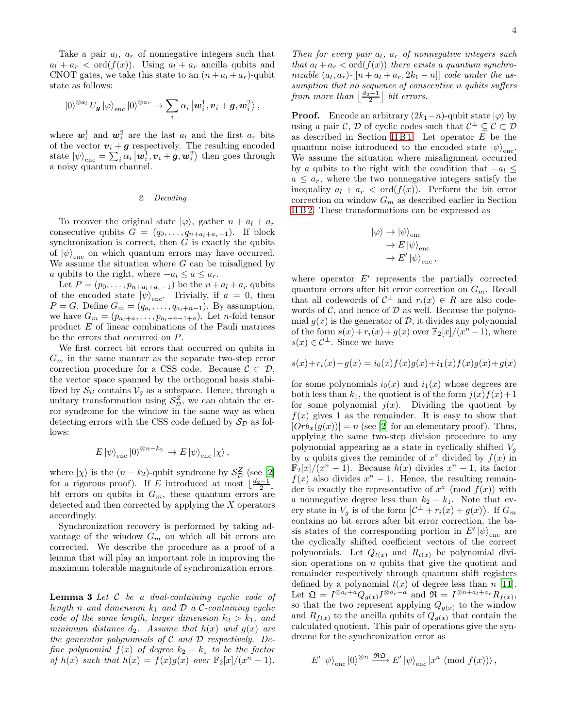Take a pair $a_l$, $a_r$ of nonnegative integers such that $a_l + a_r < \mathrm{ord}(f(x))$. Using $a_l + a_r$ ancilla qubits and CNOT gates, we take this state to an $(n + a_l + a_r)$-qubit state as follows:

$$|0\rangle^{\otimes a_l} U_{\boldsymbol{g}} |\varphi\rangle_{\mathrm{enc}} |0\rangle^{\otimes a_r} \to \sum_i \alpha_i \left|\boldsymbol{w}_i^1, \boldsymbol{v}_i + \boldsymbol{g}, \boldsymbol{w}_i^2\right\rangle,$$

where $\boldsymbol{w}_i^1$ and $\boldsymbol{w}_i^2$ are the last $a_l$ and the first $a_r$ bits of the vector $\boldsymbol{v}_i + \boldsymbol{g}$ respectively. The resulting encoded state $|\psi\rangle_{\mathrm{enc}} = \sum_i \alpha_i \left|\boldsymbol{w}_i^1, \boldsymbol{v}_i + \boldsymbol{g}, \boldsymbol{w}_i^2\right\rangle$ then goes through a noisy quantum channel.

#### 2. Decoding

To recover the original state $|\varphi\rangle$, gather $n + a_l + a_r$ consecutive qubits $G = (q_0, \dots, q_{n+a_l+a_r-1})$. If block synchronization is correct, then $G$ is exactly the qubits of $|\psi\rangle_{\mathrm{enc}}$ on which quantum errors may have occurred. We assume the situation where $G$ can be misaligned by $a$ qubits to the right, where $-a_l \leq a \leq a_r$.

Let $P = (p_0, \dots, p_{n+a_l+a_r-1})$ be the $n + a_l + a_r$ qubits of the encoded state $|\psi\rangle_{\mathrm{enc}}$. Trivially, if $a = 0$, then $P = G$. Define $G_m = (q_{a_l}, \dots, q_{a_l+n-1})$. By assumption, we have $G_m = (p_{a_l+a}, \dots, p_{a_l+n-1+a})$. Let $n$-fold tensor product $E$ of linear combinations of the Pauli matrices be the errors that occurred on $P$.

We first correct bit errors that occurred on qubits in $G_m$ in the same manner as the separate two-step error correction procedure for a CSS code. Because $\mathcal{C} \subset \mathcal{D}$, the vector space spanned by the orthogonal basis stabilized by $\mathcal{S}_{\mathcal{D}}$ contains $\mathcal{V}_g$ as a subspace. Hence, through a unitary transformation using $\mathcal{S}_{\mathcal{D}}^Z$, we can obtain the error syndrome for the window in the same way as when detecting errors with the CSS code defined by $\mathcal{S}_{\mathcal{D}}$ as follows:

$$E\,|\psi\rangle_{\mathrm{enc}} |0\rangle^{\otimes n-k_2} \to E\,|\psi\rangle_{\mathrm{enc}} |\chi\rangle,$$

where $|\chi\rangle$ is the $(n - k_2)$-qubit syndrome by $\mathcal{S}_{\mathcal{D}}^Z$ (see [2] for a rigorous proof). If $E$ introduced at most $\lfloor \frac{d_2-1}{2} \rfloor$ bit errors on qubits in $G_m$, these quantum errors are detected and then corrected by applying the $X$ operators accordingly.

Synchronization recovery is performed by taking advantage of the window $G_m$ on which all bit errors are corrected. We describe the procedure as a proof of a lemma that will play an important role in improving the maximum tolerable magnitude of synchronization errors.

**Lemma 3** *Let $\mathcal{C}$ be a dual-containing cyclic code of length $n$ and dimension $k_1$ and $\mathcal{D}$ a $\mathcal{C}$-containing cyclic code of the same length, larger dimension $k_2 > k_1$, and minimum distance $d_2$. Assume that $h(x)$ and $g(x)$ are the generator polynomials of $\mathcal{C}$ and $\mathcal{D}$ respectively. Define polynomial $f(x)$ of degree $k_2 - k_1$ to be the factor of $h(x)$ such that $h(x) = f(x)g(x)$ over $\mathbb{F}_2[x]/(x^n - 1)$. Then for every pair $a_l$, $a_r$ of nonnegative integers such that $a_l + a_r < \mathrm{ord}(f(x))$ there exists a quantum synchronizable $(a_l, a_r)$-$[[n + a_l + a_r, 2k_1 - n]]$ code under the assumption that no sequence of consecutive $n$ qubits suffers from more than $\lfloor \frac{d_2-1}{2} \rfloor$ bit errors.*

**Proof.** Encode an arbitrary $(2k_1-n)$-qubit state $|\varphi\rangle$ by using a pair $\mathcal{C}$, $\mathcal{D}$ of cyclic codes such that $\mathcal{C}^\perp \subseteq \mathcal{C} \subset \mathcal{D}$ as described in Section II B 1. Let operator $E$ be the quantum noise introduced to the encoded state $|\psi\rangle_{\mathrm{enc}}$. We assume the situation where misalignment occurred by $a$ qubits to the right with the condition that $-a_l \leq a \leq a_r$, where the two nonnegative integers satisfy the inequality $a_l + a_r < \mathrm{ord}(f(x))$. Perform the bit error correction on window $G_m$ as described earlier in Section II B 2. These transformations can be expressed as

$$\begin{aligned} |\varphi\rangle &\to |\psi\rangle_{\mathrm{enc}} \\ &\to E\,|\psi\rangle_{\mathrm{enc}} \\ &\to E'\,|\psi\rangle_{\mathrm{enc}}, \end{aligned}$$

where operator $E'$ represents the partially corrected quantum errors after bit error correction on $G_m$. Recall that all codewords of $\mathcal{C}^\perp$ and $r_i(x) \in R$ are also codewords of $\mathcal{C}$, and hence of $\mathcal{D}$ as well. Because the polynomial $g(x)$ is the generator of $\mathcal{D}$, it divides any polynomial of the form $s(x) + r_i(x) + g(x)$ over $\mathbb{F}_2[x]/(x^n - 1)$, where $s(x) \in \mathcal{C}^\perp$. Since we have

$$s(x) + r_i(x) + g(x) = i_0(x)f(x)g(x) + i_1(x)f(x)g(x) + g(x)$$

for some polynomials $i_0(x)$ and $i_1(x)$ whose degrees are both less than $k_1$, the quotient is of the form $j(x)f(x) + 1$ for some polynomial $j(x)$. Dividing the quotient by $f(x)$ gives 1 as the remainder. It is easy to show that $|Orb_x(g(x))| = n$ (see [2] for an elementary proof). Thus, applying the same two-step division procedure to any polynomial appearing as a state in cyclically shifted $V_g$ by $a$ qubits gives the reminder of $x^a$ divided by $f(x)$ in $\mathbb{F}_2[x]/(x^n - 1)$. Because $h(x)$ divides $x^n - 1$, its factor $f(x)$ also divides $x^n - 1$. Hence, the resulting remainder is exactly the representative of $x^a \pmod{f(x)}$ with a nonnegative degree less than $k_2 - k_1$. Note that every state in $V_g$ is of the form $\left|\mathcal{C}^\perp + r_i(x) + g(x)\right\rangle$. If $G_m$ contains no bit errors after bit error correction, the basis states of the corresponding portion in $E'\,|\psi\rangle_{\mathrm{enc}}$ are the cyclically shifted coefficient vectors of the correct polynomials. Let $Q_{t(x)}$ and $R_{t(x)}$ be polynomial division operations on $n$ qubits that give the quotient and remainder respectively through quantum shift registers defined by a polynomial $t(x)$ of degree less than $n$ [11]. Let $\mathfrak{Q} = I^{\otimes a_l+a} Q_{g(x)} I^{\otimes a_r-a}$ and $\mathfrak{R} = I^{\otimes n+a_l+a_r} R_{f(x)}$, so that the two represent applying $Q_{g(x)}$ to the window and $R_{f(x)}$ to the ancilla qubits of $Q_{g(x)}$ that contain the calculated quotient. This pair of operations give the syndrome for the synchronization error as

$$E'\,|\psi\rangle_{\mathrm{enc}} |0\rangle^{\otimes n} \xrightarrow{\mathfrak{R}\mathfrak{Q}} E'\,|\psi\rangle_{\mathrm{enc}} |x^a \pmod{f(x)}\rangle,$$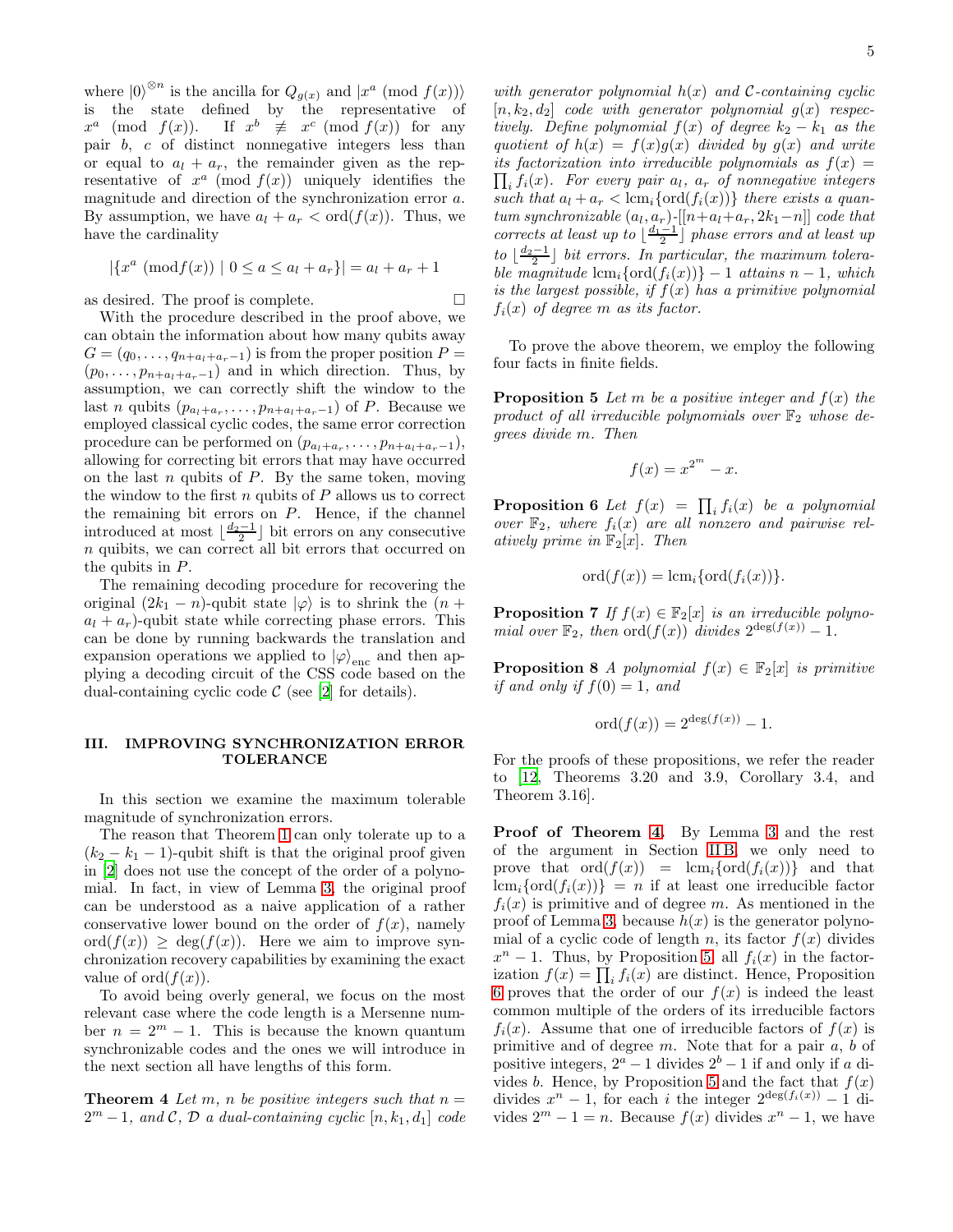where $|0\rangle^{\otimes n}$ is the ancilla for $Q_{g(x)}$ and $|x^a \pmod{f(x)}\rangle$ is the state defined by the representative of $x^a \pmod{f(x)}$. If $x^b \not\equiv x^c \pmod{f(x)}$ for any pair $b$, $c$ of distinct nonnegative integers less than or equal to $a_l + a_r$, the remainder given as the representative of $x^a \pmod{f(x)}$ uniquely identifies the magnitude and direction of the synchronization error $a$. By assumption, we have $a_l + a_r < \mathrm{ord}(f(x))$. Thus, we have the cardinality

$$|\{x^a \ (\mathrm{mod} f(x)) \mid 0 \leq a \leq a_l + a_r\}| = a_l + a_r + 1$$

as desired. The proof is complete. □

With the procedure described in the proof above, we can obtain the information about how many qubits away $G = (q_0, \ldots, q_{n+a_l+a_r-1})$ is from the proper position $P = (p_0, \ldots, p_{n+a_l+a_r-1})$ and in which direction. Thus, by assumption, we can correctly shift the window to the last $n$ qubits $(p_{a_l+a_r}, \ldots, p_{n+a_l+a_r-1})$ of $P$. Because we employed classical cyclic codes, the same error correction procedure can be performed on $(p_{a_l+a_r}, \ldots, p_{n+a_l+a_r-1})$, allowing for correcting bit errors that may have occurred on the last $n$ qubits of $P$. By the same token, moving the window to the first $n$ qubits of $P$ allows us to correct the remaining bit errors on $P$. Hence, if the channel introduced at most $\lfloor \frac{d_2-1}{2} \rfloor$ bit errors on any consecutive $n$ quibits, we can correct all bit errors that occurred on the qubits in $P$.

The remaining decoding procedure for recovering the original $(2k_1 - n)$-qubit state $|\varphi\rangle$ is to shrink the $(n + a_l + a_r)$-qubit state while correcting phase errors. This can be done by running backwards the translation and expansion operations we applied to $|\varphi\rangle_{\mathrm{enc}}$ and then applying a decoding circuit of the CSS code based on the dual-containing cyclic code $\mathcal{C}$ (see [2] for details).

## III. IMPROVING SYNCHRONIZATION ERROR TOLERANCE

In this section we examine the maximum tolerable magnitude of synchronization errors.

The reason that Theorem 1 can only tolerate up to a $(k_2 - k_1 - 1)$-qubit shift is that the original proof given in [2] does not use the concept of the order of a polynomial. In fact, in view of Lemma 3, the original proof can be understood as a naive application of a rather conservative lower bound on the order of $f(x)$, namely $\mathrm{ord}(f(x)) \geq \deg(f(x))$. Here we aim to improve synchronization recovery capabilities by examining the exact value of $\mathrm{ord}(f(x))$.

To avoid being overly general, we focus on the most relevant case where the code length is a Mersenne number $n = 2^m - 1$. This is because the known quantum synchronizable codes and the ones we will introduce in the next section all have lengths of this form.

**Theorem 4** *Let $m$, $n$ be positive integers such that $n = 2^m - 1$, and $\mathcal{C}$, $\mathcal{D}$ a dual-containing cyclic $[n, k_1, d_1]$ code with generator polynomial $h(x)$ and $\mathcal{C}$-containing cyclic $[n, k_2, d_2]$ code with generator polynomial $g(x)$ respectively. Define polynomial $f(x)$ of degree $k_2 - k_1$ as the quotient of $h(x) = f(x)g(x)$ divided by $g(x)$ and write its factorization into irreducible polynomials as $f(x) = \prod_i f_i(x)$. For every pair $a_l$, $a_r$ of nonnegative integers such that $a_l + a_r < \mathrm{lcm}_i\{\mathrm{ord}(f_i(x))\}$ there exists a quantum synchronizable $(a_l, a_r)$-$[[n+a_l+a_r, 2k_1-n]]$ code that corrects at least up to $\lfloor \frac{d_1-1}{2} \rfloor$ phase errors and at least up to $\lfloor \frac{d_2-1}{2} \rfloor$ bit errors. In particular, the maximum tolerable magnitude $\mathrm{lcm}_i\{\mathrm{ord}(f_i(x))\} - 1$ attains $n - 1$, which is the largest possible, if $f(x)$ has a primitive polynomial $f_i(x)$ of degree $m$ as its factor.*

To prove the above theorem, we employ the following four facts in finite fields.

**Proposition 5** *Let $m$ be a positive integer and $f(x)$ the product of all irreducible polynomials over $\mathbb{F}_2$ whose degrees divide $m$. Then*

$$f(x) = x^{2^m} - x.$$

**Proposition 6** *Let $f(x) = \prod_i f_i(x)$ be a polynomial over $\mathbb{F}_2$, where $f_i(x)$ are all nonzero and pairwise relatively prime in $\mathbb{F}_2[x]$. Then*

$$\mathrm{ord}(f(x)) = \mathrm{lcm}_i\{\mathrm{ord}(f_i(x))\}.$$

**Proposition 7** *If $f(x) \in \mathbb{F}_2[x]$ is an irreducible polynomial over $\mathbb{F}_2$, then $\mathrm{ord}(f(x))$ divides $2^{\deg(f(x))} - 1$.*

**Proposition 8** *A polynomial $f(x) \in \mathbb{F}_2[x]$ is primitive if and only if $f(0) = 1$, and*

$$\mathrm{ord}(f(x)) = 2^{\deg(f(x))} - 1.$$

For the proofs of these propositions, we refer the reader to [12, Theorems 3.20 and 3.9, Corollary 3.4, and Theorem 3.16].

**Proof of Theorem 4.** By Lemma 3 and the rest of the argument in Section II B, we only need to prove that $\mathrm{ord}(f(x)) = \mathrm{lcm}_i\{\mathrm{ord}(f_i(x))\}$ and that $\mathrm{lcm}_i\{\mathrm{ord}(f_i(x))\} = n$ if at least one irreducible factor $f_i(x)$ is primitive and of degree $m$. As mentioned in the proof of Lemma 3, because $h(x)$ is the generator polynomial of a cyclic code of length $n$, its factor $f(x)$ divides $x^n - 1$. Thus, by Proposition 5, all $f_i(x)$ in the factorization $f(x) = \prod_i f_i(x)$ are distinct. Hence, Proposition 6 proves that the order of our $f(x)$ is indeed the least common multiple of the orders of its irreducible factors $f_i(x)$. Assume that one of irreducible factors of $f(x)$ is primitive and of degree $m$. Note that for a pair $a$, $b$ of positive integers, $2^a - 1$ divides $2^b - 1$ if and only if $a$ divides $b$. Hence, by Proposition 5 and the fact that $f(x)$ divides $x^n - 1$, for each $i$ the integer $2^{\deg(f_i(x))} - 1$ divides $2^m - 1 = n$. Because $f(x)$ divides $x^n - 1$, we have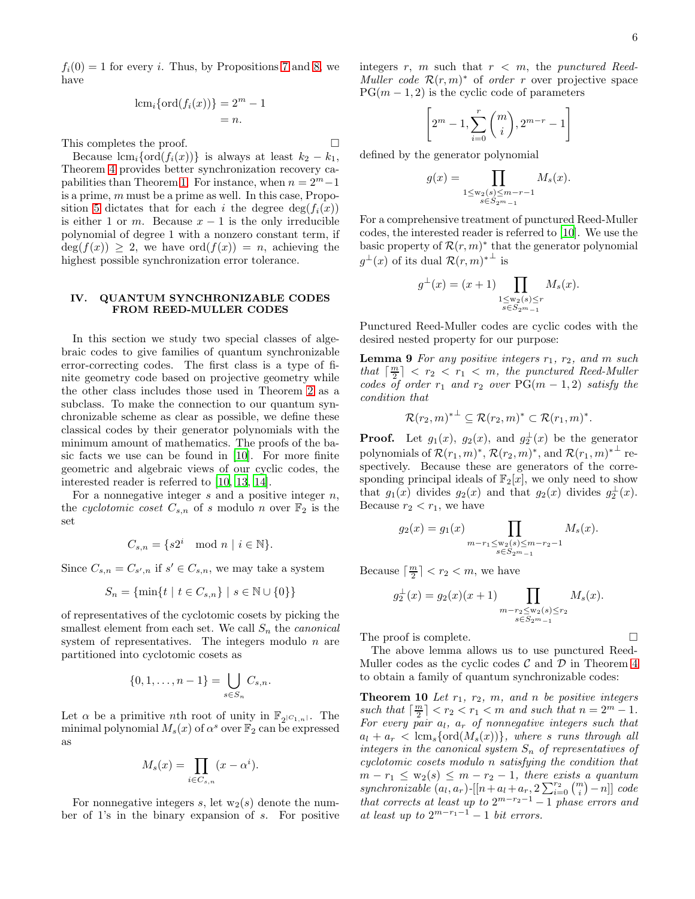$f_i(0) = 1$ for every $i$. Thus, by Propositions 7 and 8, we have

$$\begin{aligned}\mathrm{lcm}_i\{\mathrm{ord}(f_i(x))\} &= 2^m - 1\\ &= n.\end{aligned}$$

This completes the proof. $\square$

Because $\mathrm{lcm}_i\{\mathrm{ord}(f_i(x))\}$ is always at least $k_2 - k_1$, Theorem 4 provides better synchronization recovery capabilities than Theorem 1. For instance, when $n = 2^m - 1$ is a prime, $m$ must be a prime as well. In this case, Proposition 5 dictates that for each $i$ the degree $\deg(f_i(x))$ is either 1 or $m$. Because $x - 1$ is the only irreducible polynomial of degree 1 with a nonzero constant term, if $\deg(f(x)) \geq 2$, we have $\mathrm{ord}(f(x)) = n$, achieving the highest possible synchronization error tolerance.

## IV. QUANTUM SYNCHRONIZABLE CODES FROM REED-MULLER CODES

In this section we study two special classes of algebraic codes to give families of quantum synchronizable error-correcting codes. The first class is a type of finite geometry code based on projective geometry while the other class includes those used in Theorem 2 as a subclass. To make the connection to our quantum synchronizable scheme as clear as possible, we define these classical codes by their generator polynomials with the minimum amount of mathematics. The proofs of the basic facts we use can be found in [10]. For more finite geometric and algebraic views of our cyclic codes, the interested reader is referred to [10, 13, 14].

For a nonnegative integer $s$ and a positive integer $n$, the *cyclotomic coset* $C_{s,n}$ of $s$ modulo $n$ over $\mathbb{F}_2$ is the set

$$C_{s,n} = \{s2^i \mod n \mid i \in \mathbb{N}\}.$$

Since $C_{s,n} = C_{s',n}$ if $s' \in C_{s,n}$, we may take a system

$$S_n = \{\min\{t \mid t \in C_{s,n}\} \mid s \in \mathbb{N} \cup \{0\}\}$$

of representatives of the cyclotomic cosets by picking the smallest element from each set. We call $S_n$ the *canonical* system of representatives. The integers modulo $n$ are partitioned into cyclotomic cosets as

$$\{0, 1, \dots, n-1\} = \bigcup_{s \in S_n} C_{s,n}.$$

Let $\alpha$ be a primitive $n$th root of unity in $\mathbb{F}_{2^{|C_{1,n}|}}$. The minimal polynomial $M_s(x)$ of $\alpha^s$ over $\mathbb{F}_2$ can be expressed as

$$M_s(x) = \prod_{i \in C_{s,n}} (x - \alpha^i).$$

For nonnegative integers $s$, let $\mathrm{w}_2(s)$ denote the number of 1's in the binary expansion of $s$. For positive integers $r$, $m$ such that $r < m$, the *punctured Reed-Muller code* $\mathcal{R}(r,m)^*$ of *order* $r$ over projective space $\mathrm{PG}(m-1,2)$ is the cyclic code of parameters

$$\left[2^m - 1, \sum_{i=0}^{r} \binom{m}{i}, 2^{m-r} - 1\right]$$

defined by the generator polynomial

$$g(x) = \prod_{\substack{1 \leq \mathrm{w}_2(s) \leq m-r-1 \\ s \in S_{2^m-1}}} M_s(x).$$

For a comprehensive treatment of punctured Reed-Muller codes, the interested reader is referred to [10]. We use the basic property of $\mathcal{R}(r,m)^*$ that the generator polynomial $g^{\perp}(x)$ of its dual $\mathcal{R}(r,m)^{*\perp}$ is

$$g^{\perp}(x) = (x+1) \prod_{\substack{1 \leq \mathrm{w}_2(s) \leq r \\ s \in S_{2^m-1}}} M_s(x).$$

Punctured Reed-Muller codes are cyclic codes with the desired nested property for our purpose:

**Lemma 9** *For any positive integers $r_1$, $r_2$, and $m$ such that $\lceil \frac{m}{2} \rceil < r_2 < r_1 < m$, the punctured Reed-Muller codes of order $r_1$ and $r_2$ over $\mathrm{PG}(m-1,2)$ satisfy the condition that*

$$\mathcal{R}(r_2,m)^{*\perp} \subseteq \mathcal{R}(r_2,m)^* \subset \mathcal{R}(r_1,m)^*.$$

**Proof.** Let $g_1(x)$, $g_2(x)$, and $g_2^{\perp}(x)$ be the generator polynomials of $\mathcal{R}(r_1,m)^*$, $\mathcal{R}(r_2,m)^*$, and $\mathcal{R}(r_1,m)^{*\perp}$ respectively. Because these are generators of the corresponding principal ideals of $\mathbb{F}_2[x]$, we only need to show that $g_1(x)$ divides $g_2(x)$ and that $g_2(x)$ divides $g_2^{\perp}(x)$. Because $r_2 < r_1$, we have

$$g_2(x) = g_1(x) \prod_{\substack{m-r_1 \leq \mathrm{w}_2(s) \leq m-r_2-1 \\ s \in S_{2^m-1}}} M_s(x).$$

Because $\lceil \frac{m}{2} \rceil < r_2 < m$, we have

$$g_2^{\perp}(x) = g_2(x)(x+1) \prod_{\substack{m-r_2 \leq \mathrm{w}_2(s) \leq r_2 \\ s \in S_{2^m-1}}} M_s(x).$$

The proof is complete. $\square$

The above lemma allows us to use punctured Reed-Muller codes as the cyclic codes $\mathcal{C}$ and $\mathcal{D}$ in Theorem 4 to obtain a family of quantum synchronizable codes:

**Theorem 10** *Let $r_1$, $r_2$, $m$, and $n$ be positive integers such that $\lceil \frac{m}{2} \rceil < r_2 < r_1 < m$ and such that $n = 2^m - 1$. For every pair $a_l$, $a_r$ of nonnegative integers such that $a_l + a_r < \mathrm{lcm}_s\{\mathrm{ord}(M_s(x))\}$, where $s$ runs through all integers in the canonical system $S_n$ of representatives of cyclotomic cosets modulo $n$ satisfying the condition that $m - r_1 \leq \mathrm{w}_2(s) \leq m - r_2 - 1$, there exists a quantum synchronizable $(a_l, a_r)$-$[[n + a_l + a_r, 2\sum_{i=0}^{r_2}\binom{m}{i} - n]]$ code that corrects at least up to $2^{m-r_2-1} - 1$ phase errors and at least up to $2^{m-r_1-1} - 1$ bit errors.*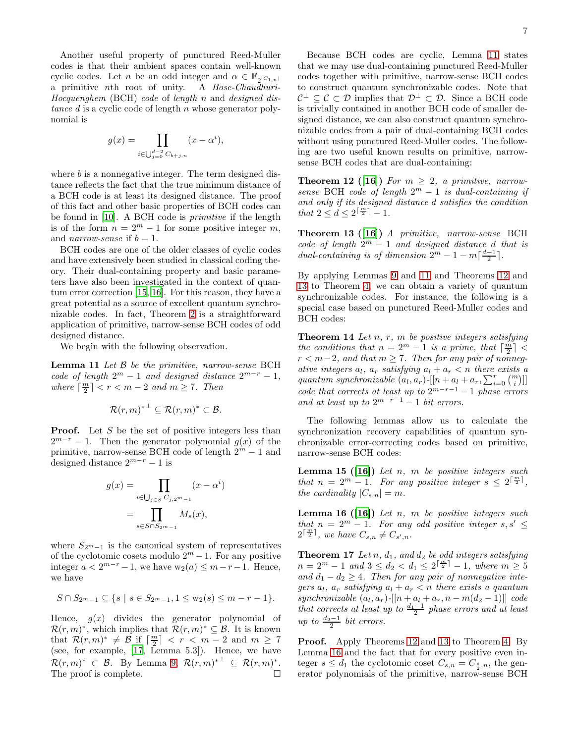Another useful property of punctured Reed-Muller codes is that their ambient spaces contain well-known cyclic codes. Let $n$ be an odd integer and $\alpha \in \mathbb{F}_{2^{|C_{1,n}|}}$ a primitive $n$th root of unity. A *Bose-Chaudhuri-Hocquenghem* (BCH) *code* of *length* $n$ and *designed distance* $d$ is a cyclic code of length $n$ whose generator polynomial is

$$g(x) = \prod_{i \in \bigcup_{j=0}^{d-2} C_{b+j,n}} (x - \alpha^i),$$

where $b$ is a nonnegative integer. The term designed distance reflects the fact that the true minimum distance of a BCH code is at least its designed distance. The proof of this fact and other basic properties of BCH codes can be found in [10]. A BCH code is *primitive* if the length is of the form $n = 2^m - 1$ for some positive integer $m$, and *narrow-sense* if $b = 1$.

BCH codes are one of the older classes of cyclic codes and have extensively been studied in classical coding theory. Their dual-containing property and basic parameters have also been investigated in the context of quantum error correction [15, 16]. For this reason, they have a great potential as a source of excellent quantum synchronizable codes. In fact, Theorem 2 is a straightforward application of primitive, narrow-sense BCH codes of odd designed distance.

We begin with the following observation.

**Lemma 11** *Let $\mathcal{B}$ be the primitive, narrow-sense* BCH *code of length $2^m - 1$ and designed distance $2^{m-r} - 1$, where $\lceil \frac{m}{2} \rceil < r < m - 2$ and $m \geq 7$. Then*

$$\mathcal{R}(r, m)^{*\perp} \subseteq \mathcal{R}(r, m)^* \subset \mathcal{B}.$$

**Proof.** Let $S$ be the set of positive integers less than $2^{m-r} - 1$. Then the generator polynomial $g(x)$ of the primitive, narrow-sense BCH code of length $2^m - 1$ and designed distance $2^{m-r} - 1$ is

$$\begin{aligned} g(x) &= \prod_{i \in \bigcup_{j \in S} C_{j,2^m-1}} (x - \alpha^i) \\ &= \prod_{s \in S \cap S_{2^m-1}} M_s(x), \end{aligned}$$

where $S_{2^m-1}$ is the canonical system of representatives of the cyclotomic cosets modulo $2^m - 1$. For any positive integer $a < 2^{m-r} - 1$, we have $\mathrm{w}_2(a) \leq m - r - 1$. Hence, we have

$$S \cap S_{2^m-1} \subseteq \{s \mid s \in S_{2^m-1}, 1 \leq \mathrm{w}_2(s) \leq m - r - 1\}.$$

Hence, $g(x)$ divides the generator polynomial of $\mathcal{R}(r, m)^*$, which implies that $\mathcal{R}(r, m)^* \subseteq \mathcal{B}$. It is known that $\mathcal{R}(r, m)^* \neq \mathcal{B}$ if $\lceil \frac{m}{2} \rceil < r < m - 2$ and $m \geq 7$ (see, for example, [17, Lemma 5.3]). Hence, we have $\mathcal{R}(r, m)^* \subset \mathcal{B}$. By Lemma 9, $\mathcal{R}(r, m)^{*\perp} \subseteq \mathcal{R}(r, m)^*$. The proof is complete. □

Because BCH codes are cyclic, Lemma 11 states that we may use dual-containing punctured Reed-Muller codes together with primitive, narrow-sense BCH codes to construct quantum synchronizable codes. Note that $\mathcal{C}^\perp \subseteq \mathcal{C} \subset \mathcal{D}$ implies that $\mathcal{D}^\perp \subset \mathcal{D}$. Since a BCH code is trivially contained in another BCH code of smaller designed distance, we can also construct quantum synchronizable codes from a pair of dual-containing BCH codes without using punctured Reed-Muller codes. The following are two useful known results on primitive, narrow-sense BCH codes that are dual-containing:

**Theorem 12 ([16])** *For $m \geq 2$, a primitive, narrow-sense* BCH *code of length $2^m - 1$ is dual-containing if and only if its designed distance $d$ satisfies the condition that $2 \leq d \leq 2^{\lceil \frac{m}{2} \rceil} - 1$.*

**Theorem 13 ([16])** *A primitive, narrow-sense* BCH *code of length $2^m - 1$ and designed distance $d$ that is dual-containing is of dimension $2^m - 1 - m\lceil \frac{d-1}{2} \rceil$.*

By applying Lemmas 9 and 11 and Theorems 12 and 13 to Theorem 4, we can obtain a variety of quantum synchronizable codes. For instance, the following is a special case based on punctured Reed-Muller codes and BCH codes:

**Theorem 14** *Let $n$, $r$, $m$ be positive integers satisfying the conditions that $n = 2^m - 1$ is a prime, that $\lceil \frac{m}{2} \rceil < r < m - 2$, and that $m \geq 7$. Then for any pair of nonnegative integers $a_l$, $a_r$ satisfying $a_l + a_r < n$ there exists a quantum synchronizable $(a_l, a_r)$-$[[n + a_l + a_r, \sum_{i=0}^{r} \binom{m}{i}]]$ code that corrects at least up to $2^{m-r-1} - 1$ phase errors and at least up to $2^{m-r-1} - 1$ bit errors.*

The following lemmas allow us to calculate the synchronization recovery capabilities of quantum synchronizable error-correcting codes based on primitive, narrow-sense BCH codes:

**Lemma 15 ([16])** *Let $n$, $m$ be positive integers such that $n = 2^m - 1$. For any positive integer $s \leq 2^{\lceil \frac{m}{2} \rceil}$, the cardinality $|C_{s,n}| = m$.*

**Lemma 16 ([16])** *Let $n$, $m$ be positive integers such that $n = 2^m - 1$. For any odd positive integer $s, s' \leq 2^{\lceil \frac{m}{2} \rceil}$, we have $C_{s,n} \neq C_{s',n}$.*

**Theorem 17** *Let $n$, $d_1$, and $d_2$ be odd integers satisfying $n = 2^m - 1$ and $3 \leq d_2 < d_1 \leq 2^{\lceil \frac{m}{2} \rceil} - 1$, where $m \geq 5$ and $d_1 - d_2 \geq 4$. Then for any pair of nonnegative integers $a_l$, $a_r$ satisfying $a_l + a_r < n$ there exists a quantum synchronizable $(a_l, a_r)$-$[[n + a_l + a_r, n - m(d_2 - 1)]]$ code that corrects at least up to $\frac{d_1 - 1}{2}$ phase errors and at least up to $\frac{d_2 - 1}{2}$ bit errors.*

**Proof.** Apply Theorems 12 and 13 to Theorem 4. By Lemma 16 and the fact that for every positive even integer $s \leq d_1$ the cyclotomic coset $C_{s,n} = C_{\frac{s}{2},n}$, the generator polynomials of the primitive, narrow-sense BCH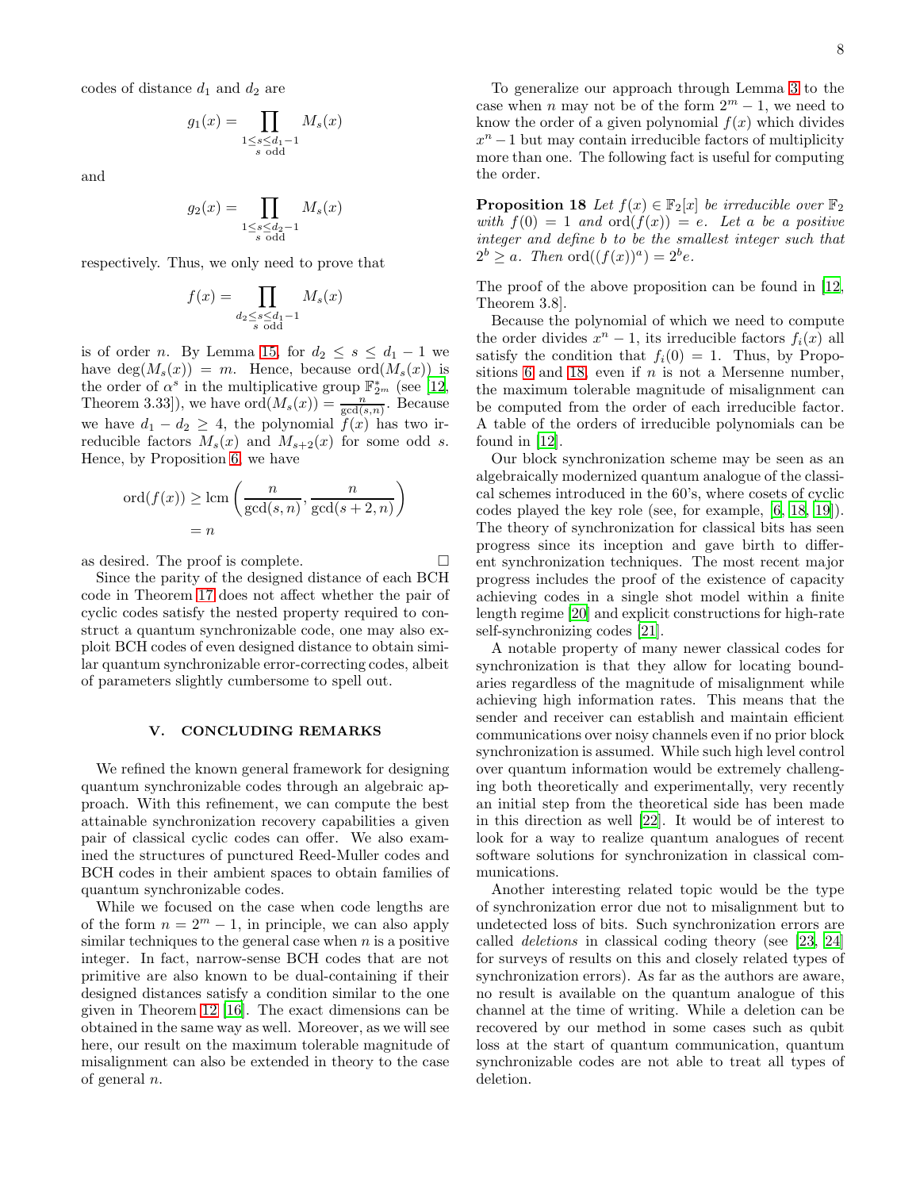codes of distance $d_1$ and $d_2$ are

$$g_1(x) = \prod_{\substack{1 \leq s \leq d_1 - 1 \\ s \text{ odd}}} M_s(x)$$

and

$$g_2(x) = \prod_{\substack{1 \leq s \leq d_2 - 1 \\ s \text{ odd}}} M_s(x)$$

respectively. Thus, we only need to prove that

$$f(x) = \prod_{\substack{d_2 \leq s \leq d_1 - 1 \\ s \text{ odd}}} M_s(x)$$

is of order $n$. By Lemma 15, for $d_2 \leq s \leq d_1 - 1$ we have $\deg(M_s(x)) = m$. Hence, because $\text{ord}(M_s(x))$ is the order of $\alpha^s$ in the multiplicative group $\mathbb{F}_{2^m}^*$ (see [12, Theorem 3.33]), we have $\text{ord}(M_s(x)) = \frac{n}{\gcd(s,n)}$. Because we have $d_1 - d_2 \geq 4$, the polynomial $f(x)$ has two irreducible factors $M_s(x)$ and $M_{s+2}(x)$ for some odd $s$. Hence, by Proposition 6, we have

$$\begin{aligned} \text{ord}(f(x)) &\geq \text{lcm}\left(\frac{n}{\gcd(s,n)}, \frac{n}{\gcd(s+2,n)}\right) \\ &= n \end{aligned}$$

as desired. The proof is complete. □

Since the parity of the designed distance of each BCH code in Theorem 17 does not affect whether the pair of cyclic codes satisfy the nested property required to construct a quantum synchronizable code, one may also exploit BCH codes of even designed distance to obtain similar quantum synchronizable error-correcting codes, albeit of parameters slightly cumbersome to spell out.

## V. CONCLUDING REMARKS

We refined the known general framework for designing quantum synchronizable codes through an algebraic approach. With this refinement, we can compute the best attainable synchronization recovery capabilities a given pair of classical cyclic codes can offer. We also examined the structures of punctured Reed-Muller codes and BCH codes in their ambient spaces to obtain families of quantum synchronizable codes.

While we focused on the case when code lengths are of the form $n = 2^m - 1$, in principle, we can also apply similar techniques to the general case when $n$ is a positive integer. In fact, narrow-sense BCH codes that are not primitive are also known to be dual-containing if their designed distances satisfy a condition similar to the one given in Theorem 12 [16]. The exact dimensions can be obtained in the same way as well. Moreover, as we will see here, our result on the maximum tolerable magnitude of misalignment can also be extended in theory to the case of general $n$.

To generalize our approach through Lemma 3 to the case when $n$ may not be of the form $2^m - 1$, we need to know the order of a given polynomial $f(x)$ which divides $x^n - 1$ but may contain irreducible factors of multiplicity more than one. The following fact is useful for computing the order.

**Proposition 18** *Let $f(x) \in \mathbb{F}_2[x]$ be irreducible over $\mathbb{F}_2$ with $f(0) = 1$ and $\text{ord}(f(x)) = e$. Let $a$ be a positive integer and define $b$ to be the smallest integer such that $2^b \geq a$. Then $\text{ord}((f(x))^a) = 2^b e$.*

The proof of the above proposition can be found in [12, Theorem 3.8].

Because the polynomial of which we need to compute the order divides $x^n - 1$, its irreducible factors $f_i(x)$ all satisfy the condition that $f_i(0) = 1$. Thus, by Propositions 6 and 18, even if $n$ is not a Mersenne number, the maximum tolerable magnitude of misalignment can be computed from the order of each irreducible factor. A table of the orders of irreducible polynomials can be found in [12].

Our block synchronization scheme may be seen as an algebraically modernized quantum analogue of the classical schemes introduced in the 60's, where cosets of cyclic codes played the key role (see, for example, [6, 18, 19]). The theory of synchronization for classical bits has seen progress since its inception and gave birth to different synchronization techniques. The most recent major progress includes the proof of the existence of capacity achieving codes in a single shot model within a finite length regime [20] and explicit constructions for high-rate self-synchronizing codes [21].

A notable property of many newer classical codes for synchronization is that they allow for locating boundaries regardless of the magnitude of misalignment while achieving high information rates. This means that the sender and receiver can establish and maintain efficient communications over noisy channels even if no prior block synchronization is assumed. While such high level control over quantum information would be extremely challenging both theoretically and experimentally, very recently an initial step from the theoretical side has been made in this direction as well [22]. It would be of interest to look for a way to realize quantum analogues of recent software solutions for synchronization in classical communications.

Another interesting related topic would be the type of synchronization error due not to misalignment but to undetected loss of bits. Such synchronization errors are called *deletions* in classical coding theory (see [23, 24] for surveys of results on this and closely related types of synchronization errors). As far as the authors are aware, no result is available on the quantum analogue of this channel at the time of writing. While a deletion can be recovered by our method in some cases such as qubit loss at the start of quantum communication, quantum synchronizable codes are not able to treat all types of deletion.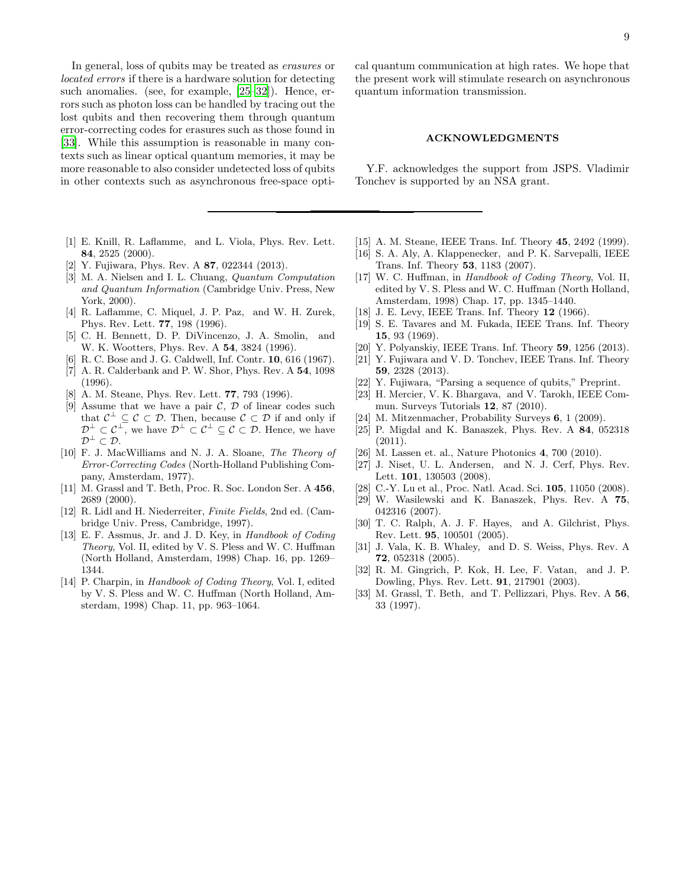In general, loss of qubits may be treated as *erasures* or *located errors* if there is a hardware solution for detecting such anomalies. (see, for example, [25–32]). Hence, errors such as photon loss can be handled by tracing out the lost qubits and then recovering them through quantum error-correcting codes for erasures such as those found in [33]. While this assumption is reasonable in many contexts such as linear optical quantum memories, it may be more reasonable to also consider undetected loss of qubits in other contexts such as asynchronous free-space optical quantum communication at high rates. We hope that the present work will stimulate research on asynchronous quantum information transmission.

## ACKNOWLEDGMENTS

Y.F. acknowledges the support from JSPS. Vladimir Tonchev is supported by an NSA grant.

---

[1] E. Knill, R. Laflamme, and L. Viola, Phys. Rev. Lett. **84**, 2525 (2000).

[2] Y. Fujiwara, Phys. Rev. A **87**, 022344 (2013).

[3] M. A. Nielsen and I. L. Chuang, *Quantum Computation and Quantum Information* (Cambridge Univ. Press, New York, 2000).

[4] R. Laflamme, C. Miquel, J. P. Paz, and W. H. Zurek, Phys. Rev. Lett. **77**, 198 (1996).

[5] C. H. Bennett, D. P. DiVincenzo, J. A. Smolin, and W. K. Wootters, Phys. Rev. A **54**, 3824 (1996).

[6] R. C. Bose and J. G. Caldwell, Inf. Contr. **10**, 616 (1967).

[7] A. R. Calderbank and P. W. Shor, Phys. Rev. A **54**, 1098 (1996).

[8] A. M. Steane, Phys. Rev. Lett. **77**, 793 (1996).

[9] Assume that we have a pair $\mathcal{C}$, $\mathcal{D}$ of linear codes such that $\mathcal{C}^{\perp} \subseteq \mathcal{C} \subset \mathcal{D}$. Then, because $\mathcal{C} \subset \mathcal{D}$ if and only if $\mathcal{D}^{\perp} \subset \mathcal{C}^{\perp}$, we have $\mathcal{D}^{\perp} \subset \mathcal{C}^{\perp} \subseteq \mathcal{C} \subset \mathcal{D}$. Hence, we have $\mathcal{D}^{\perp} \subset \mathcal{D}$.

[10] F. J. MacWilliams and N. J. A. Sloane, *The Theory of Error-Correcting Codes* (North-Holland Publishing Company, Amsterdam, 1977).

[11] M. Grassl and T. Beth, Proc. R. Soc. London Ser. A **456**, 2689 (2000).

[12] R. Lidl and H. Niederreiter, *Finite Fields*, 2nd ed. (Cambridge Univ. Press, Cambridge, 1997).

[13] E. F. Assmus, Jr. and J. D. Key, in *Handbook of Coding Theory*, Vol. II, edited by V. S. Pless and W. C. Huffman (North Holland, Amsterdam, 1998) Chap. 16, pp. 1269–1344.

[14] P. Charpin, in *Handbook of Coding Theory*, Vol. I, edited by V. S. Pless and W. C. Huffman (North Holland, Amsterdam, 1998) Chap. 11, pp. 963–1064.

[15] A. M. Steane, IEEE Trans. Inf. Theory **45**, 2492 (1999).

[16] S. A. Aly, A. Klappenecker, and P. K. Sarvepalli, IEEE Trans. Inf. Theory **53**, 1183 (2007).

[17] W. C. Huffman, in *Handbook of Coding Theory*, Vol. II, edited by V. S. Pless and W. C. Huffman (North Holland, Amsterdam, 1998) Chap. 17, pp. 1345–1440.

[18] J. E. Levy, IEEE Trans. Inf. Theory **12** (1966).

[19] S. E. Tavares and M. Fukada, IEEE Trans. Inf. Theory **15**, 93 (1969).

[20] Y. Polyanskiy, IEEE Trans. Inf. Theory **59**, 1256 (2013).

[21] Y. Fujiwara and V. D. Tonchev, IEEE Trans. Inf. Theory **59**, 2328 (2013).

[22] Y. Fujiwara, "Parsing a sequence of qubits," Preprint.

[23] H. Mercier, V. K. Bhargava, and V. Tarokh, IEEE Commun. Surveys Tutorials **12**, 87 (2010).

[24] M. Mitzenmacher, Probability Surveys **6**, 1 (2009).

[25] P. Migdał and K. Banaszek, Phys. Rev. A **84**, 052318 (2011).

[26] M. Lassen et. al., Nature Photonics **4**, 700 (2010).

[27] J. Niset, U. L. Andersen, and N. J. Cerf, Phys. Rev. Lett. **101**, 130503 (2008).

[28] C.-Y. Lu et al., Proc. Natl. Acad. Sci. **105**, 11050 (2008).

[29] W. Wasilewski and K. Banaszek, Phys. Rev. A **75**, 042316 (2007).

[30] T. C. Ralph, A. J. F. Hayes, and A. Gilchrist, Phys. Rev. Lett. **95**, 100501 (2005).

[31] J. Vala, K. B. Whaley, and D. S. Weiss, Phys. Rev. A **72**, 052318 (2005).

[32] R. M. Gingrich, P. Kok, H. Lee, F. Vatan, and J. P. Dowling, Phys. Rev. Lett. **91**, 217901 (2003).

[33] M. Grassl, T. Beth, and T. Pellizzari, Phys. Rev. A **56**, 33 (1997).